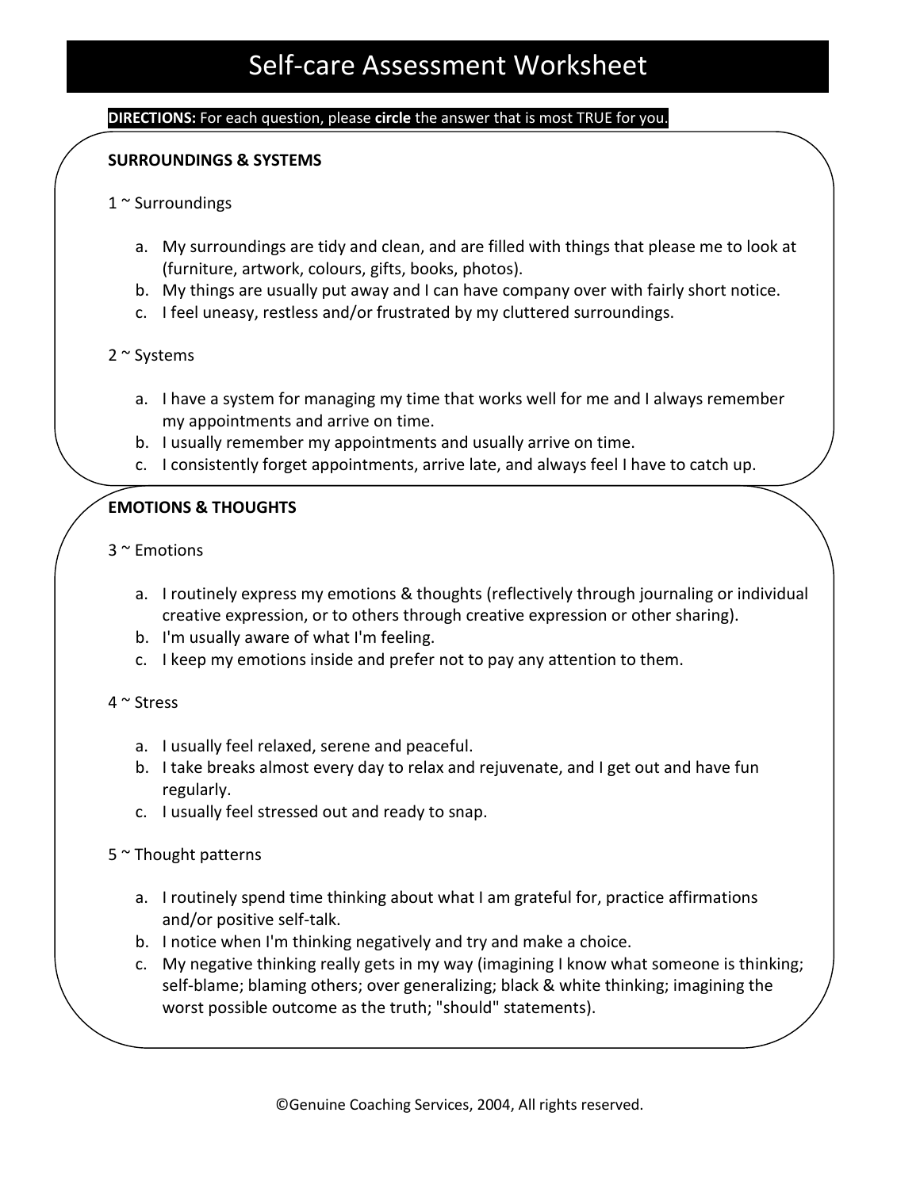# Self-care Assessment Worksheet

**DIRECTIONS:** For each question, please **circle** the answer that is most TRUE for you.

## SURROUNDINGS & SYSTEMS

1 ~ Surroundings

a. My surroundings are tidy and clean, and are filled with things that please me to look at (furniture, artwork, colours, gifts, books, photos).
b. My things are usually put away and I can have company over with fairly short notice.
c. I feel uneasy, restless and/or frustrated by my cluttered surroundings.

2 ~ Systems

a. I have a system for managing my time that works well for me and I always remember my appointments and arrive on time.
b. I usually remember my appointments and usually arrive on time.
c. I consistently forget appointments, arrive late, and always feel I have to catch up.

## EMOTIONS & THOUGHTS

3 ~ Emotions

a. I routinely express my emotions & thoughts (reflectively through journaling or individual creative expression, or to others through creative expression or other sharing).
b. I'm usually aware of what I'm feeling.
c. I keep my emotions inside and prefer not to pay any attention to them.

4 ~ Stress

a. I usually feel relaxed, serene and peaceful.
b. I take breaks almost every day to relax and rejuvenate, and I get out and have fun regularly.
c. I usually feel stressed out and ready to snap.

5 ~ Thought patterns

a. I routinely spend time thinking about what I am grateful for, practice affirmations and/or positive self-talk.
b. I notice when I'm thinking negatively and try and make a choice.
c. My negative thinking really gets in my way (imagining I know what someone is thinking; self-blame; blaming others; over generalizing; black & white thinking; imagining the worst possible outcome as the truth; "should" statements).

©Genuine Coaching Services, 2004, All rights reserved.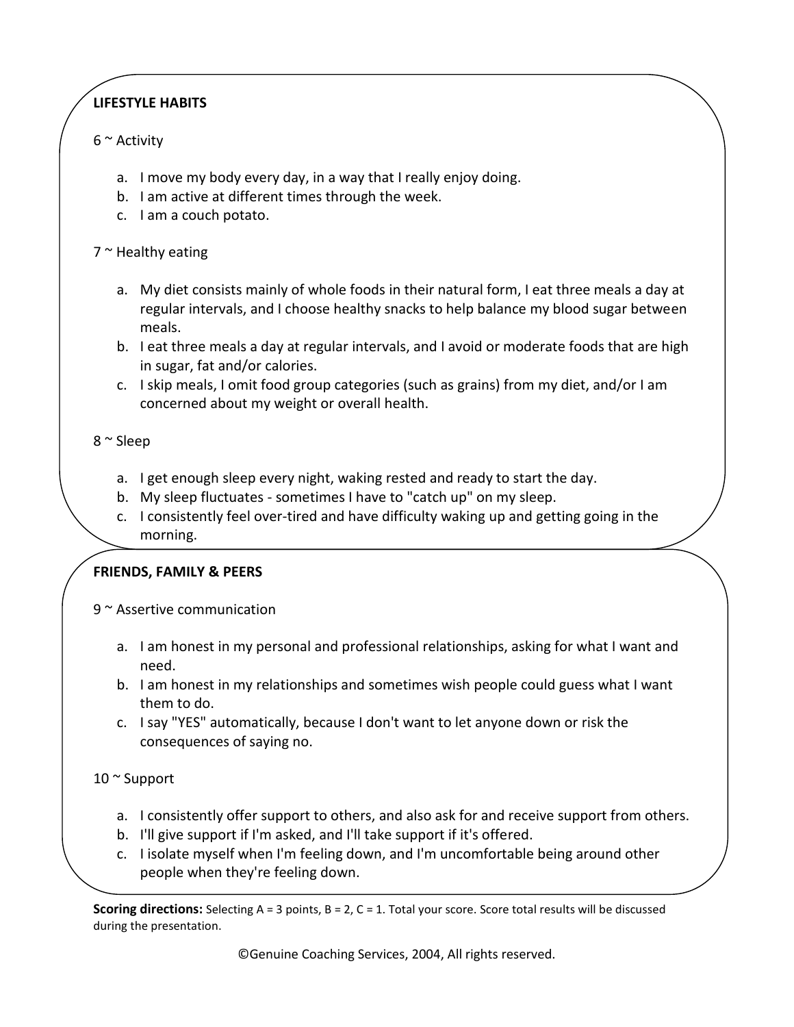## LIFESTYLE HABITS

6 ~ Activity

a. I move my body every day, in a way that I really enjoy doing.
b. I am active at different times through the week.
c. I am a couch potato.

7 ~ Healthy eating

a. My diet consists mainly of whole foods in their natural form, I eat three meals a day at regular intervals, and I choose healthy snacks to help balance my blood sugar between meals.
b. I eat three meals a day at regular intervals, and I avoid or moderate foods that are high in sugar, fat and/or calories.
c. I skip meals, I omit food group categories (such as grains) from my diet, and/or I am concerned about my weight or overall health.

8 ~ Sleep

a. I get enough sleep every night, waking rested and ready to start the day.
b. My sleep fluctuates - sometimes I have to "catch up" on my sleep.
c. I consistently feel over-tired and have difficulty waking up and getting going in the morning.

## FRIENDS, FAMILY & PEERS

9 ~ Assertive communication

a. I am honest in my personal and professional relationships, asking for what I want and need.
b. I am honest in my relationships and sometimes wish people could guess what I want them to do.
c. I say "YES" automatically, because I don't want to let anyone down or risk the consequences of saying no.

10 ~ Support

a. I consistently offer support to others, and also ask for and receive support from others.
b. I'll give support if I'm asked, and I'll take support if it's offered.
c. I isolate myself when I'm feeling down, and I'm uncomfortable being around other people when they're feeling down.

**Scoring directions:** Selecting A = 3 points, B = 2, C = 1. Total your score. Score total results will be discussed during the presentation.

©Genuine Coaching Services, 2004, All rights reserved.